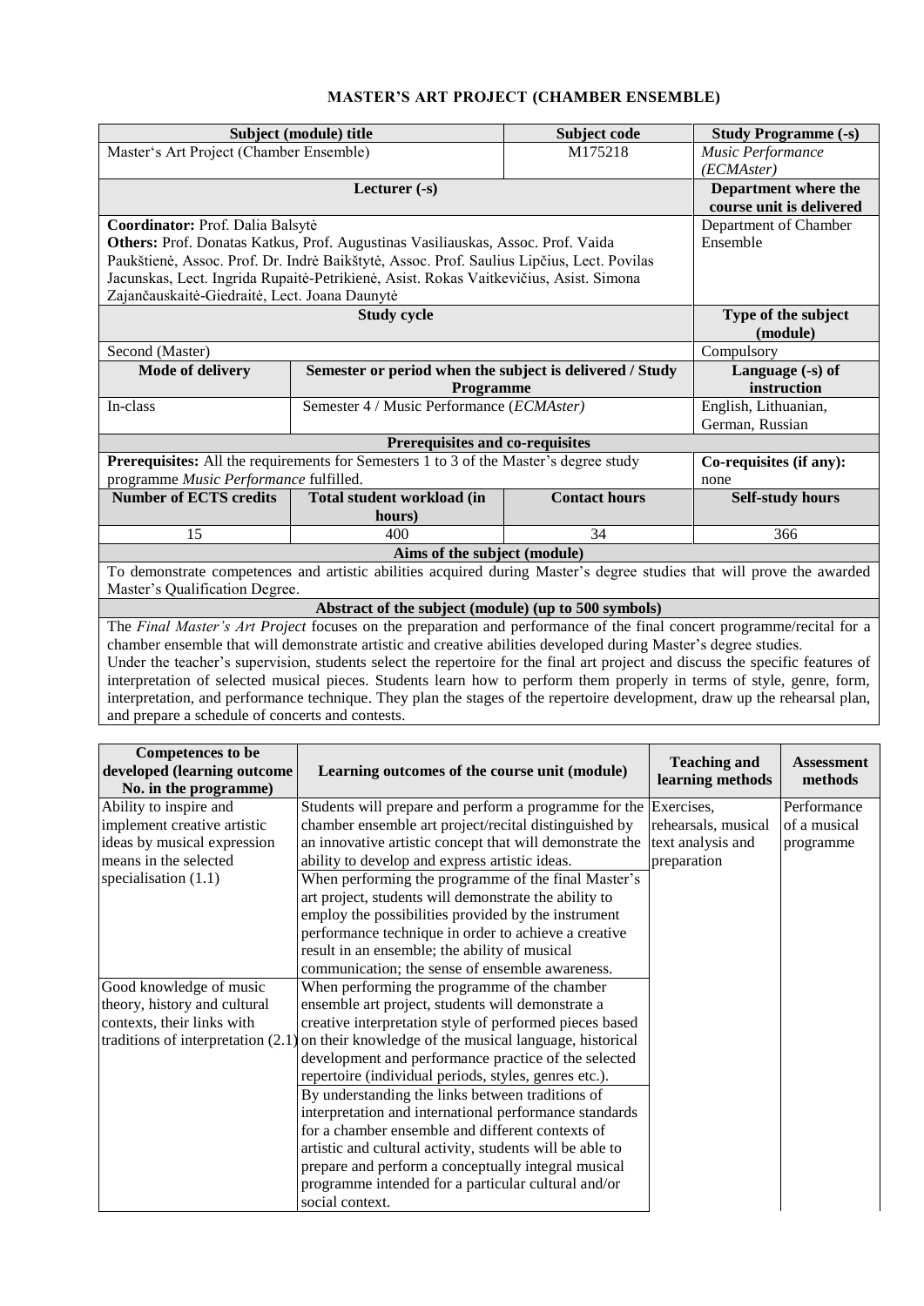# MASTER'S ART PROJECT (CHAMBER ENSEMBLE)

| Subject (module) title | | Subject code | Study Programme (-s) |
|---|---|---|---|
| Master's Art Project (Chamber Ensemble) | | M175218 | *Music Performance (ECMAster)* |
| **Lecturer (-s)** | | | **Department where the course unit is delivered** |
| **Coordinator:** Prof. Dalia Balsytė<br>**Others:** Prof. Donatas Katkus, Prof. Augustinas Vasiliauskas, Assoc. Prof. Vaida Paukštienė, Assoc. Prof. Dr. Indrė Baikštytė, Assoc. Prof. Saulius Lipčius, Lect. Povilas Jacunskas, Lect. Ingrida Rupaitė-Petrikienė, Asist. Rokas Vaitkevičius, Asist. Simona Zajančauskaitė-Giedraitė, Lect. Joana Daunytė | | | Department of Chamber Ensemble |
| **Study cycle** | | | **Type of the subject (module)** |
| Second (Master) | | | Compulsory |
| **Mode of delivery** | **Semester or period when the subject is delivered / Study Programme** | | **Language (-s) of instruction** |
| In-class | Semester 4 / Music Performance (*ECMAster*) | | English, Lithuanian, German, Russian |
| **Prerequisites and co-requisites** | | | |
| **Prerequisites:** All the requirements for Semesters 1 to 3 of the Master's degree study programme *Music Performance* fulfilled. | | | **Co-requisites (if any):** none |
| **Number of ECTS credits** | **Total student workload (in hours)** | **Contact hours** | **Self-study hours** |
| 15 | 400 | 34 | 366 |
| **Aims of the subject (module)** | | | |
| To demonstrate competences and artistic abilities acquired during Master's degree studies that will prove the awarded Master's Qualification Degree. | | | |
| **Abstract of the subject (module) (up to 500 symbols)** | | | |
| The *Final Master's Art Project* focuses on the preparation and performance of the final concert programme/recital for a chamber ensemble that will demonstrate artistic and creative abilities developed during Master's degree studies.<br>Under the teacher's supervision, students select the repertoire for the final art project and discuss the specific features of interpretation of selected musical pieces. Students learn how to perform them properly in terms of style, genre, form, interpretation, and performance technique. They plan the stages of the repertoire development, draw up the rehearsal plan, and prepare a schedule of concerts and contests. | | | |

| Competences to be developed (learning outcome No. in the programme) | Learning outcomes of the course unit (module) | Teaching and learning methods | Assessment methods |
|---|---|---|---|
| Ability to inspire and implement creative artistic ideas by musical expression means in the selected specialisation (1.1) | Students will prepare and perform a programme for the chamber ensemble art project/recital distinguished by an innovative artistic concept that will demonstrate the ability to develop and express artistic ideas. | Exercises, rehearsals, musical text analysis and preparation | Performance of a musical programme |
| | When performing the programme of the final Master's art project, students will demonstrate the ability to employ the possibilities provided by the instrument performance technique in order to achieve a creative result in an ensemble; the ability of musical communication; the sense of ensemble awareness. | | |
| Good knowledge of music theory, history and cultural contexts, their links with traditions of interpretation (2.1) | When performing the programme of the chamber ensemble art project, students will demonstrate a creative interpretation style of performed pieces based on their knowledge of the musical language, historical development and performance practice of the selected repertoire (individual periods, styles, genres etc.). | | |
| | By understanding the links between traditions of interpretation and international performance standards for a chamber ensemble and different contexts of artistic and cultural activity, students will be able to prepare and perform a conceptually integral musical programme intended for a particular cultural and/or social context. | | |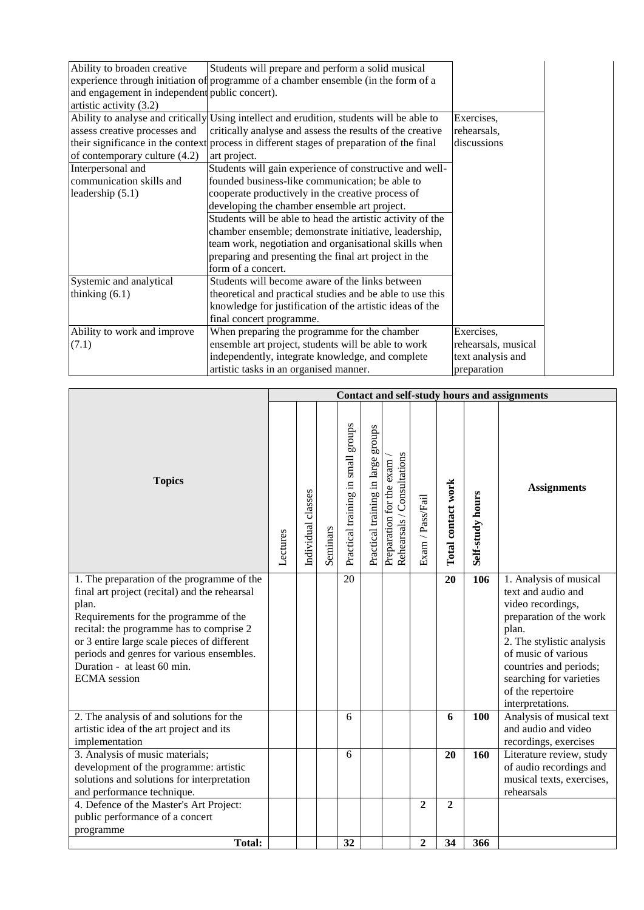| | | | |
|---|---|---|---|
| Ability to broaden creative experience through initiation of and engagement in independent artistic activity (3.2) | Students will prepare and perform a solid musical programme of a chamber ensemble (in the form of a public concert). | | |
| Ability to analyse and critically assess creative processes and their significance in the context of contemporary culture (4.2) | Using intellect and erudition, students will be able to critically analyse and assess the results of the creative process in different stages of preparation of the final art project. | Exercises, rehearsals, discussions | |
| Interpersonal and communication skills and leadership (5.1) | Students will gain experience of constructive and well-founded business-like communication; be able to cooperate productively in the creative process of developing the chamber ensemble art project. | | |
| | Students will be able to head the artistic activity of the chamber ensemble; demonstrate initiative, leadership, team work, negotiation and organisational skills when preparing and presenting the final art project in the form of a concert. | | |
| Systemic and analytical thinking (6.1) | Students will become aware of the links between theoretical and practical studies and be able to use this knowledge for justification of the artistic ideas of the final concert programme. | | |
| Ability to work and improve (7.1) | When preparing the programme for the chamber ensemble art project, students will be able to work independently, integrate knowledge, and complete artistic tasks in an organised manner. | Exercises, rehearsals, musical text analysis and preparation | |

| Topics | Contact and self-study hours and assignments | | | | | | | | | |
|---|---|---|---|---|---|---|---|---|---|---|
| | Lectures | Individual classes | Seminars | Practical training in small groups | Practical training in large groups | Preparation for the exam / Rehearsals / Consultations | Exam / Pass/Fail | **Total contact work** | **Self-study hours** | **Assignments** |
| 1. The preparation of the programme of the final art project (recital) and the rehearsal plan.<br>Requirements for the programme of the recital: the programme has to comprise 2 or 3 entire large scale pieces of different periods and genres for various ensembles. Duration - at least 60 min.<br>ECMA session | | | | 20 | | | | **20** | **106** | 1. Analysis of musical text and audio and video recordings, preparation of the work plan.<br>2. The stylistic analysis of music of various countries and periods; searching for varieties of the repertoire interpretations. |
| 2. The analysis of and solutions for the artistic idea of the art project and its implementation | | | | 6 | | | | **6** | **100** | Analysis of musical text and audio and video recordings, exercises |
| 3. Analysis of music materials; development of the programme: artistic solutions and solutions for interpretation and performance technique. | | | | 6 | | | | **20** | **160** | Literature review, study of audio recordings and musical texts, exercises, rehearsals |
| 4. Defence of the Master's Art Project: public performance of a concert programme | | | | | | | **2** | **2** | | |
| **Total:** | | | | **32** | | | **2** | **34** | **366** | |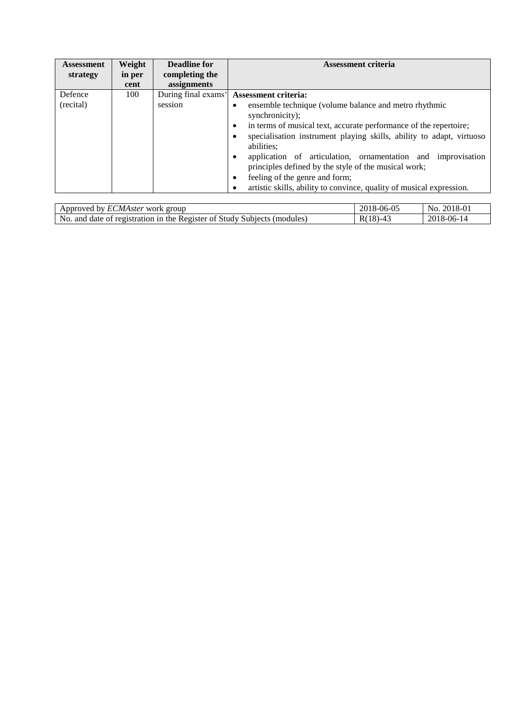| Assessment strategy | Weight in per cent | Deadline for completing the assignments | Assessment criteria |
|---|---|---|---|
| Defence (recital) | 100 | During final exams' session | **Assessment criteria:**<br>• ensemble technique (volume balance and metro rhythmic synchronicity);<br>• in terms of musical text, accurate performance of the repertoire;<br>• specialisation instrument playing skills, ability to adapt, virtuoso abilities;<br>• application of articulation, ornamentation and improvisation principles defined by the style of the musical work;<br>• feeling of the genre and form;<br>• artistic skills, ability to convince, quality of musical expression. |

| | | |
|---|---|---|
| Approved by *ECMAster* work group | 2018-06-05 | No. 2018-01 |
| No. and date of registration in the Register of Study Subjects (modules) | R(18)-43 | 2018-06-14 |